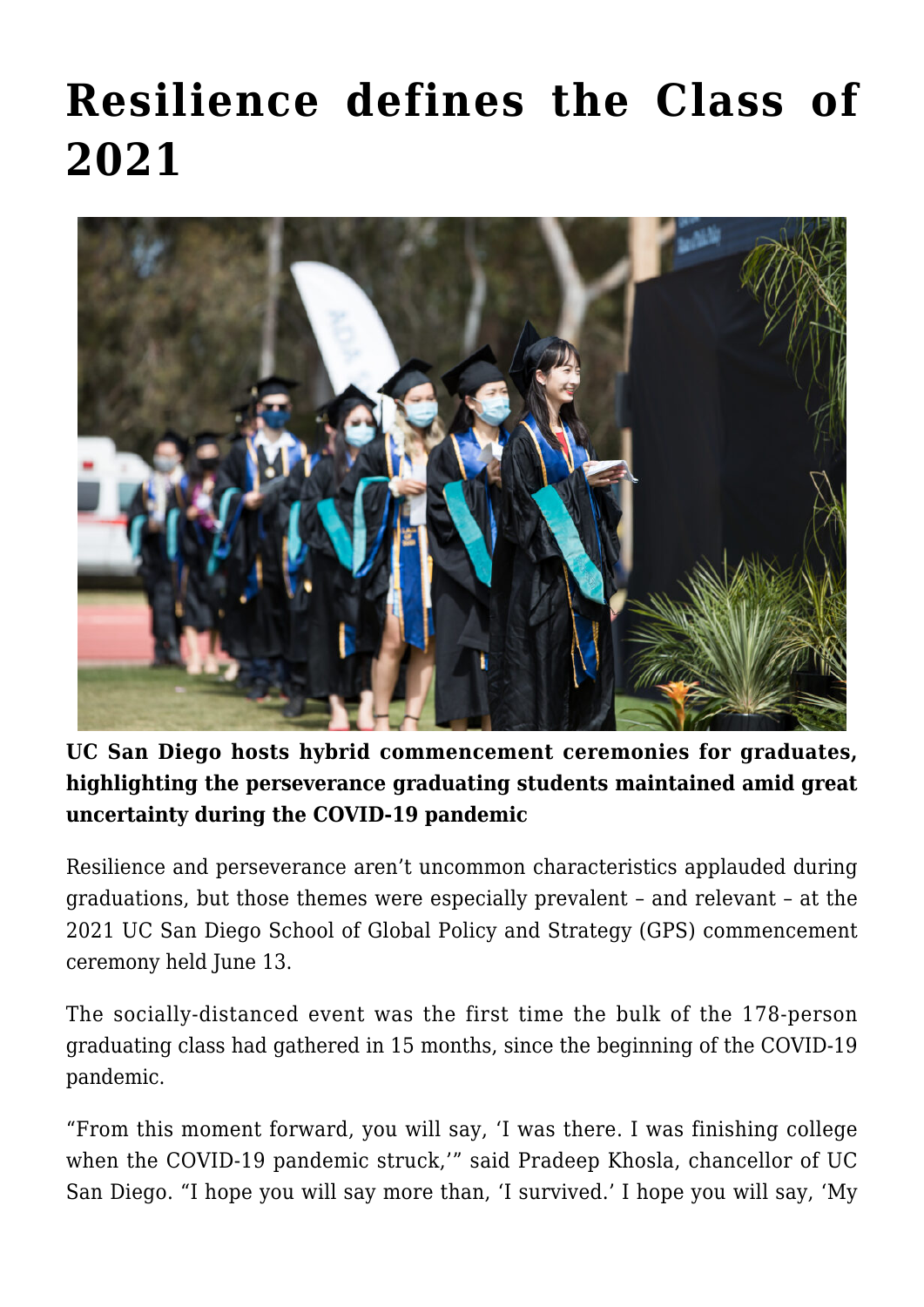# Resilience defines the Class of 2021

**UC San Diego hosts hybrid commencement ceremonies for graduates, highlighting the perseverance graduating students maintained amid great uncertainty during the COVID-19 pandemic**

Resilience and perseverance aren't uncommon characteristics applauded during graduations, but those themes were especially prevalent – and relevant – at the 2021 UC San Diego School of Global Policy and Strategy (GPS) commencement ceremony held June 13.

The socially-distanced event was the first time the bulk of the 178-person graduating class had gathered in 15 months, since the beginning of the COVID-19 pandemic.

"From this moment forward, you will say, 'I was there. I was finishing college when the COVID-19 pandemic struck,'" said Pradeep Khosla, chancellor of UC San Diego. "I hope you will say more than, 'I survived.' I hope you will say, 'My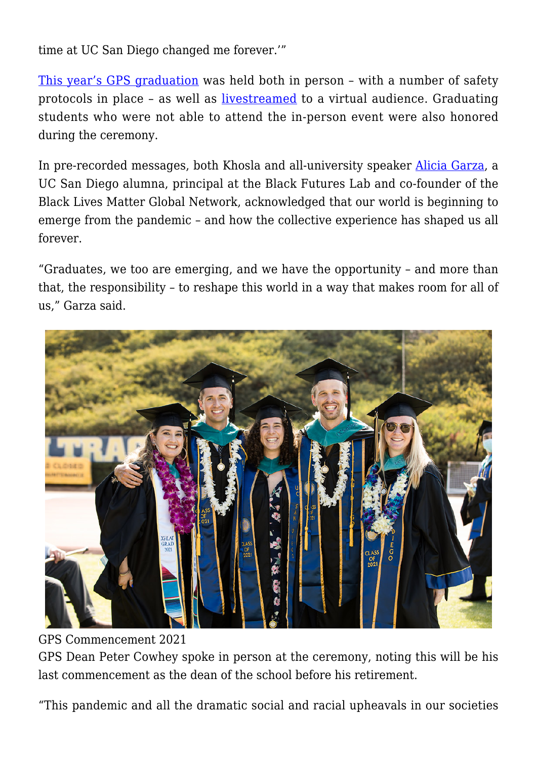time at UC San Diego changed me forever.'"

[This year's GPS graduation](#) was held both in person – with a number of safety protocols in place – as well as [livestreamed](#) to a virtual audience. Graduating students who were not able to attend the in-person event were also honored during the ceremony.

In pre-recorded messages, both Khosla and all-university speaker [Alicia Garza](#), a UC San Diego alumna, principal at the Black Futures Lab and co-founder of the Black Lives Matter Global Network, acknowledged that our world is beginning to emerge from the pandemic – and how the collective experience has shaped us all forever.

"Graduates, we too are emerging, and we have the opportunity – and more than that, the responsibility – to reshape this world in a way that makes room for all of us," Garza said.

GPS Commencement 2021

GPS Dean Peter Cowhey spoke in person at the ceremony, noting this will be his last commencement as the dean of the school before his retirement.

"This pandemic and all the dramatic social and racial upheavals in our societies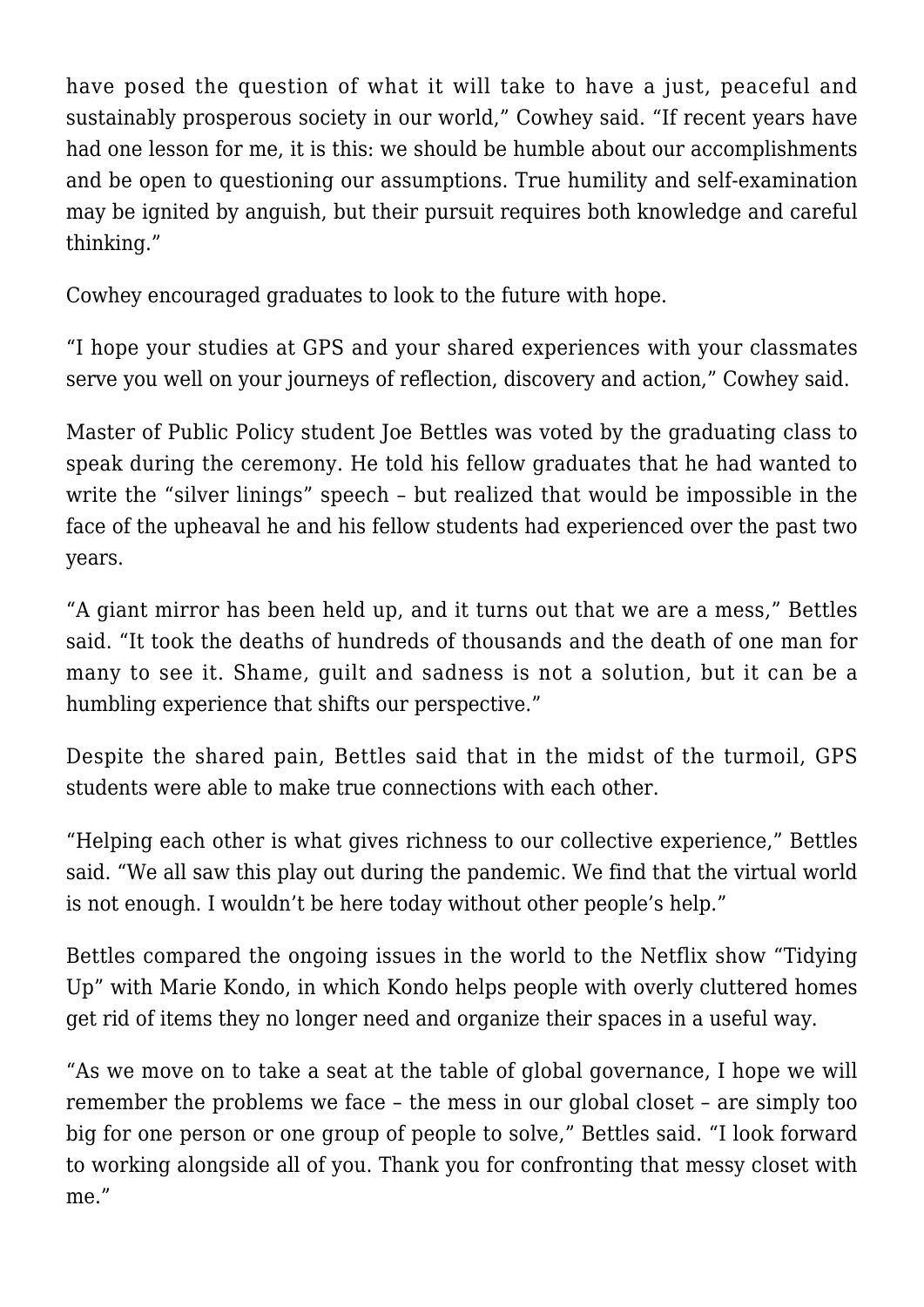have posed the question of what it will take to have a just, peaceful and sustainably prosperous society in our world," Cowhey said. "If recent years have had one lesson for me, it is this: we should be humble about our accomplishments and be open to questioning our assumptions. True humility and self-examination may be ignited by anguish, but their pursuit requires both knowledge and careful thinking."

Cowhey encouraged graduates to look to the future with hope.

"I hope your studies at GPS and your shared experiences with your classmates serve you well on your journeys of reflection, discovery and action," Cowhey said.

Master of Public Policy student Joe Bettles was voted by the graduating class to speak during the ceremony. He told his fellow graduates that he had wanted to write the "silver linings" speech – but realized that would be impossible in the face of the upheaval he and his fellow students had experienced over the past two years.

"A giant mirror has been held up, and it turns out that we are a mess," Bettles said. "It took the deaths of hundreds of thousands and the death of one man for many to see it. Shame, guilt and sadness is not a solution, but it can be a humbling experience that shifts our perspective."

Despite the shared pain, Bettles said that in the midst of the turmoil, GPS students were able to make true connections with each other.

"Helping each other is what gives richness to our collective experience," Bettles said. "We all saw this play out during the pandemic. We find that the virtual world is not enough. I wouldn't be here today without other people's help."

Bettles compared the ongoing issues in the world to the Netflix show "Tidying Up" with Marie Kondo, in which Kondo helps people with overly cluttered homes get rid of items they no longer need and organize their spaces in a useful way.

"As we move on to take a seat at the table of global governance, I hope we will remember the problems we face – the mess in our global closet – are simply too big for one person or one group of people to solve," Bettles said. "I look forward to working alongside all of you. Thank you for confronting that messy closet with me."